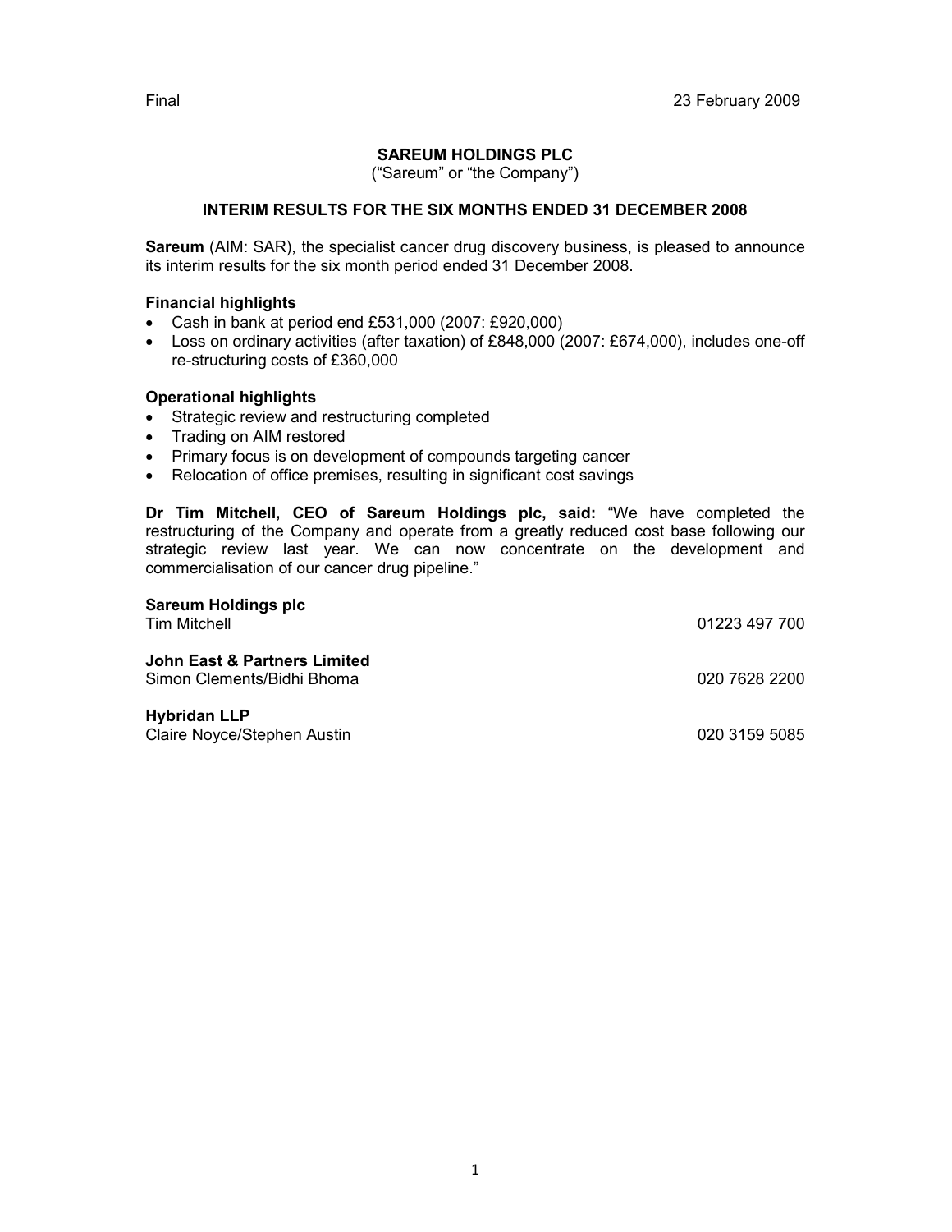Final 23 February 2009

# SAREUM HOLDINGS PLC

("Sareum" or "the Company")

## INTERIM RESULTS FOR THE SIX MONTHS ENDED 31 DECEMBER 2008

**Sareum** (AIM: SAR), the specialist cancer drug discovery business, is pleased to announce its interim results for the six month period ended 31 December 2008.

### Financial highlights

- Cash in bank at period end £531,000 (2007: £920,000)
- Loss on ordinary activities (after taxation) of £848,000 (2007: £674,000), includes one-off re-structuring costs of £360,000

### Operational highlights

- Strategic review and restructuring completed
- Trading on AIM restored
- Primary focus is on development of compounds targeting cancer
- Relocation of office premises, resulting in significant cost savings

**Dr Tim Mitchell, CEO of Sareum Holdings plc, said:** "We have completed the restructuring of the Company and operate from a greatly reduced cost base following our strategic review last year. We can now concentrate on the development and commercialisation of our cancer drug pipeline."

**Sareum Holdings plc**
Tim Mitchell 01223 497 700

**John East & Partners Limited**
Simon Clements/Bidhi Bhoma 020 7628 2200

**Hybridan LLP**
Claire Noyce/Stephen Austin 020 3159 5085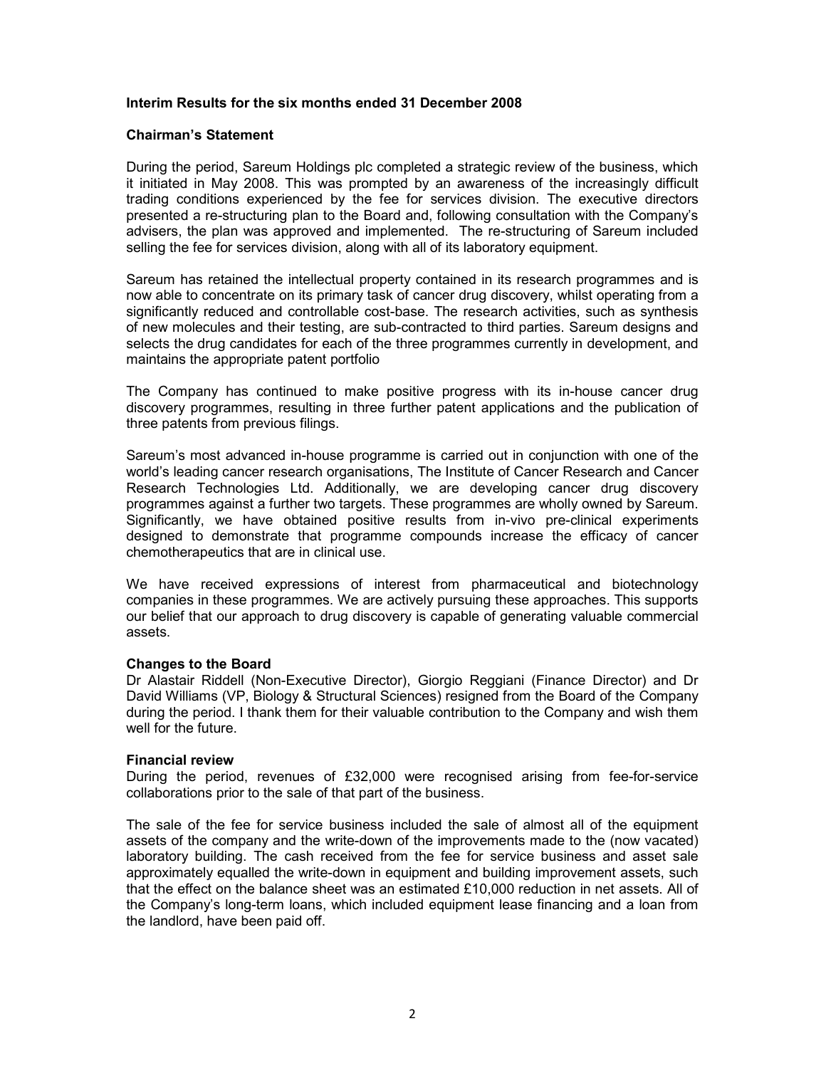# Interim Results for the six months ended 31 December 2008

## Chairman's Statement

During the period, Sareum Holdings plc completed a strategic review of the business, which it initiated in May 2008. This was prompted by an awareness of the increasingly difficult trading conditions experienced by the fee for services division. The executive directors presented a re-structuring plan to the Board and, following consultation with the Company's advisers, the plan was approved and implemented. The re-structuring of Sareum included selling the fee for services division, along with all of its laboratory equipment.

Sareum has retained the intellectual property contained in its research programmes and is now able to concentrate on its primary task of cancer drug discovery, whilst operating from a significantly reduced and controllable cost-base. The research activities, such as synthesis of new molecules and their testing, are sub-contracted to third parties. Sareum designs and selects the drug candidates for each of the three programmes currently in development, and maintains the appropriate patent portfolio

The Company has continued to make positive progress with its in-house cancer drug discovery programmes, resulting in three further patent applications and the publication of three patents from previous filings.

Sareum's most advanced in-house programme is carried out in conjunction with one of the world's leading cancer research organisations, The Institute of Cancer Research and Cancer Research Technologies Ltd. Additionally, we are developing cancer drug discovery programmes against a further two targets. These programmes are wholly owned by Sareum. Significantly, we have obtained positive results from in-vivo pre-clinical experiments designed to demonstrate that programme compounds increase the efficacy of cancer chemotherapeutics that are in clinical use.

We have received expressions of interest from pharmaceutical and biotechnology companies in these programmes. We are actively pursuing these approaches. This supports our belief that our approach to drug discovery is capable of generating valuable commercial assets.

### Changes to the Board

Dr Alastair Riddell (Non-Executive Director), Giorgio Reggiani (Finance Director) and Dr David Williams (VP, Biology & Structural Sciences) resigned from the Board of the Company during the period. I thank them for their valuable contribution to the Company and wish them well for the future.

### Financial review

During the period, revenues of £32,000 were recognised arising from fee-for-service collaborations prior to the sale of that part of the business.

The sale of the fee for service business included the sale of almost all of the equipment assets of the company and the write-down of the improvements made to the (now vacated) laboratory building. The cash received from the fee for service business and asset sale approximately equalled the write-down in equipment and building improvement assets, such that the effect on the balance sheet was an estimated £10,000 reduction in net assets. All of the Company's long-term loans, which included equipment lease financing and a loan from the landlord, have been paid off.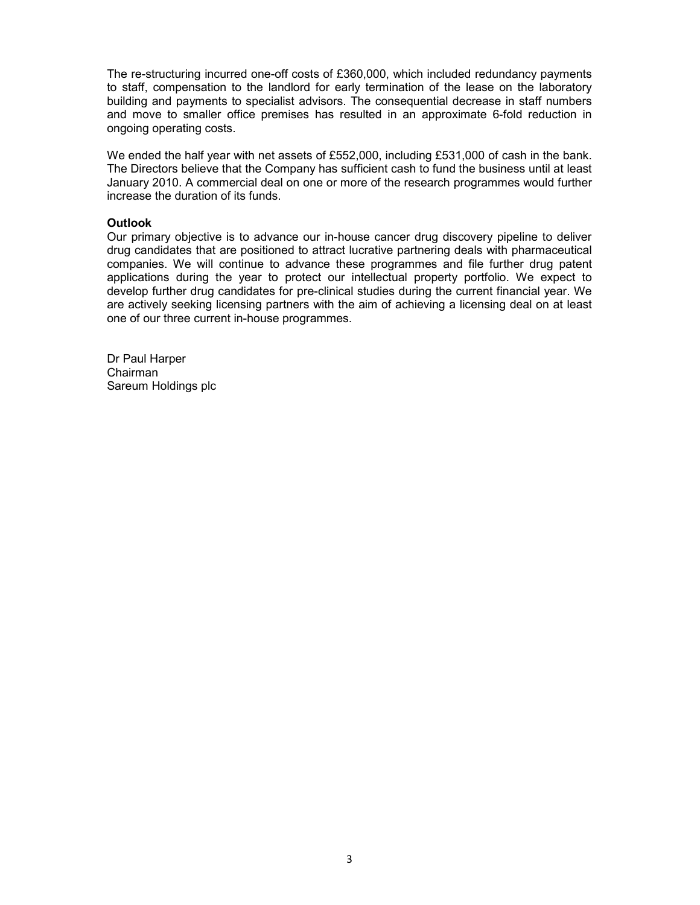The re-structuring incurred one-off costs of £360,000, which included redundancy payments to staff, compensation to the landlord for early termination of the lease on the laboratory building and payments to specialist advisors. The consequential decrease in staff numbers and move to smaller office premises has resulted in an approximate 6-fold reduction in ongoing operating costs.

We ended the half year with net assets of £552,000, including £531,000 of cash in the bank. The Directors believe that the Company has sufficient cash to fund the business until at least January 2010. A commercial deal on one or more of the research programmes would further increase the duration of its funds.

**Outlook**

Our primary objective is to advance our in-house cancer drug discovery pipeline to deliver drug candidates that are positioned to attract lucrative partnering deals with pharmaceutical companies. We will continue to advance these programmes and file further drug patent applications during the year to protect our intellectual property portfolio. We expect to develop further drug candidates for pre-clinical studies during the current financial year. We are actively seeking licensing partners with the aim of achieving a licensing deal on at least one of our three current in-house programmes.

Dr Paul Harper
Chairman
Sareum Holdings plc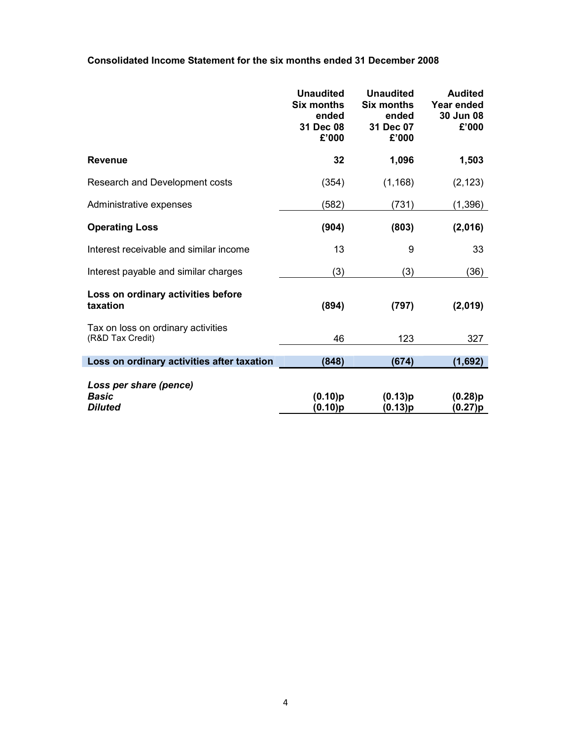**Consolidated Income Statement for the six months ended 31 December 2008**

| | Unaudited Six months ended 31 Dec 08 £'000 | Unaudited Six months ended 31 Dec 07 £'000 | Audited Year ended 30 Jun 08 £'000 |
|---|---|---|---|
| **Revenue** | **32** | **1,096** | **1,503** |
| Research and Development costs | (354) | (1,168) | (2,123) |
| Administrative expenses | (582) | (731) | (1,396) |
| **Operating Loss** | **(904)** | **(803)** | **(2,016)** |
| Interest receivable and similar income | 13 | 9 | 33 |
| Interest payable and similar charges | (3) | (3) | (36) |
| **Loss on ordinary activities before taxation** | **(894)** | **(797)** | **(2,019)** |
| Tax on loss on ordinary activities (R&D Tax Credit) | 46 | 123 | 327 |
| **Loss on ordinary activities after taxation** | **(848)** | **(674)** | **(1,692)** |
| ***Loss per share (pence)*** | | | |
| ***Basic*** | **(0.10)p** | **(0.13)p** | **(0.28)p** |
| ***Diluted*** | **(0.10)p** | **(0.13)p** | **(0.27)p** |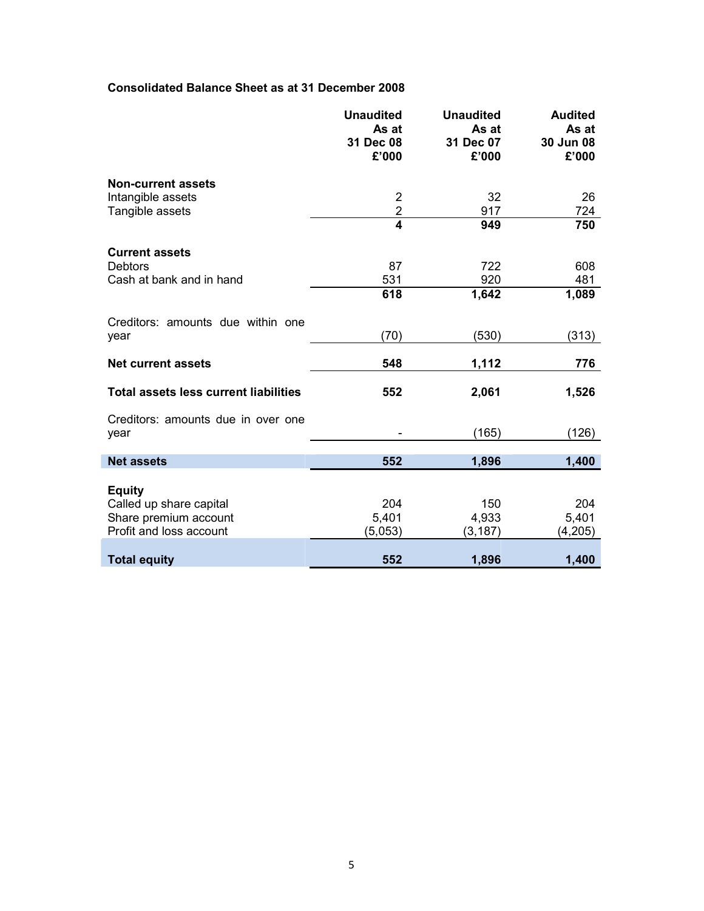**Consolidated Balance Sheet as at 31 December 2008**

| | **Unaudited As at 31 Dec 08 £'000** | **Unaudited As at 31 Dec 07 £'000** | **Audited As at 30 Jun 08 £'000** |
|---|---|---|---|
| **Non-current assets** | | | |
| Intangible assets | 2 | 32 | 26 |
| Tangible assets | 2 | 917 | 724 |
| | **4** | **949** | **750** |
| **Current assets** | | | |
| Debtors | 87 | 722 | 608 |
| Cash at bank and in hand | 531 | 920 | 481 |
| | **618** | **1,642** | **1,089** |
| Creditors: amounts due within one year | (70) | (530) | (313) |
| **Net current assets** | **548** | **1,112** | **776** |
| **Total assets less current liabilities** | **552** | **2,061** | **1,526** |
| Creditors: amounts due in over one year | - | (165) | (126) |
| **Net assets** | **552** | **1,896** | **1,400** |
| **Equity** | | | |
| Called up share capital | 204 | 150 | 204 |
| Share premium account | 5,401 | 4,933 | 5,401 |
| Profit and loss account | (5,053) | (3,187) | (4,205) |
| **Total equity** | **552** | **1,896** | **1,400** |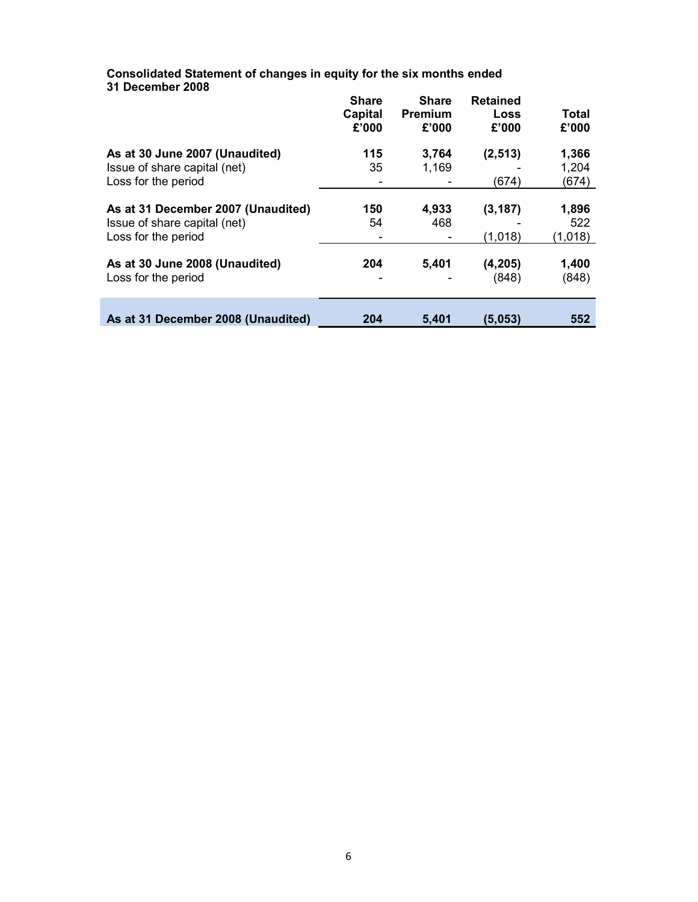**Consolidated Statement of changes in equity for the six months ended 31 December 2008**

| | Share Capital £'000 | Share Premium £'000 | Retained Loss £'000 | Total £'000 |
|---|---|---|---|---|
| **As at 30 June 2007 (Unaudited)** | **115** | **3,764** | **(2,513)** | **1,366** |
| Issue of share capital (net) | 35 | 1,169 | - | 1,204 |
| Loss for the period | - | - | (674) | (674) |
| **As at 31 December 2007 (Unaudited)** | **150** | **4,933** | **(3,187)** | **1,896** |
| Issue of share capital (net) | 54 | 468 | - | 522 |
| Loss for the period | - | - | (1,018) | (1,018) |
| **As at 30 June 2008 (Unaudited)** | **204** | **5,401** | **(4,205)** | **1,400** |
| Loss for the period | - | - | (848) | (848) |
| **As at 31 December 2008 (Unaudited)** | **204** | **5,401** | **(5,053)** | **552** |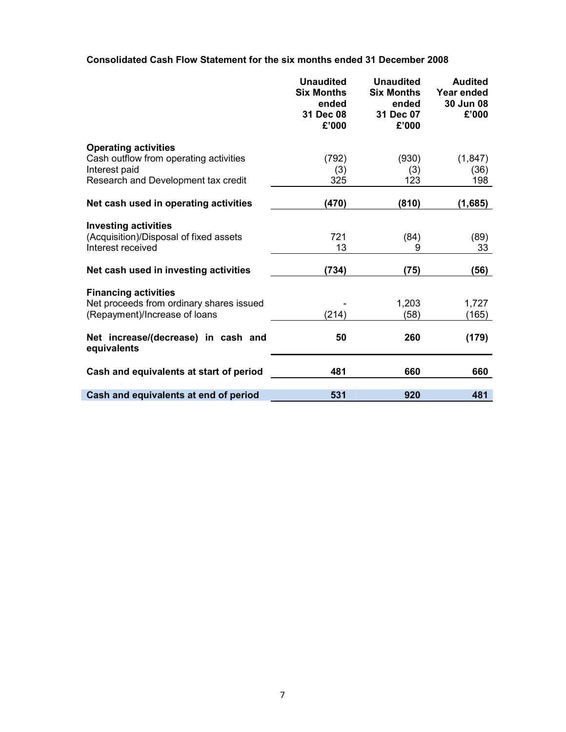**Consolidated Cash Flow Statement for the six months ended 31 December 2008**

| | Unaudited Six Months ended 31 Dec 08 £'000 | Unaudited Six Months ended 31 Dec 07 £'000 | Audited Year ended 30 Jun 08 £'000 |
|---|---|---|---|
| **Operating activities** | | | |
| Cash outflow from operating activities | (792) | (930) | (1,847) |
| Interest paid | (3) | (3) | (36) |
| Research and Development tax credit | 325 | 123 | 198 |
| **Net cash used in operating activities** | **(470)** | **(810)** | **(1,685)** |
| **Investing activities** | | | |
| (Acquisition)/Disposal of fixed assets | 721 | (84) | (89) |
| Interest received | 13 | 9 | 33 |
| **Net cash used in investing activities** | **(734)** | **(75)** | **(56)** |
| **Financing activities** | | | |
| Net proceeds from ordinary shares issued | - | 1,203 | 1,727 |
| (Repayment)/Increase of loans | (214) | (58) | (165) |
| **Net increase/(decrease) in cash and equivalents** | **50** | **260** | **(179)** |
| **Cash and equivalents at start of period** | **481** | **660** | **660** |
| **Cash and equivalents at end of period** | **531** | **920** | **481** |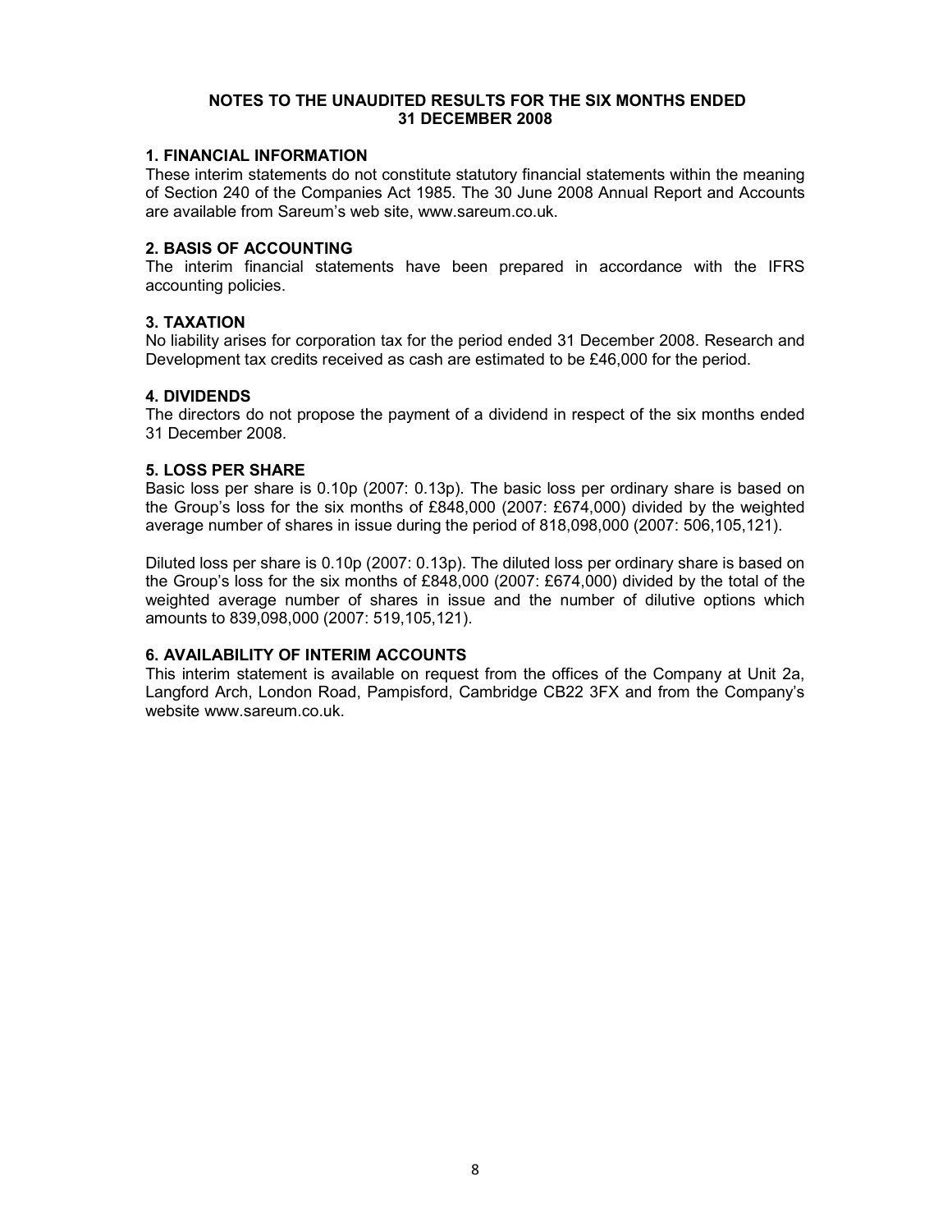# NOTES TO THE UNAUDITED RESULTS FOR THE SIX MONTHS ENDED 31 DECEMBER 2008

## 1. FINANCIAL INFORMATION

These interim statements do not constitute statutory financial statements within the meaning of Section 240 of the Companies Act 1985. The 30 June 2008 Annual Report and Accounts are available from Sareum's web site, www.sareum.co.uk.

## 2. BASIS OF ACCOUNTING

The interim financial statements have been prepared in accordance with the IFRS accounting policies.

## 3. TAXATION

No liability arises for corporation tax for the period ended 31 December 2008. Research and Development tax credits received as cash are estimated to be £46,000 for the period.

## 4. DIVIDENDS

The directors do not propose the payment of a dividend in respect of the six months ended 31 December 2008.

## 5. LOSS PER SHARE

Basic loss per share is 0.10p (2007: 0.13p). The basic loss per ordinary share is based on the Group's loss for the six months of £848,000 (2007: £674,000) divided by the weighted average number of shares in issue during the period of 818,098,000 (2007: 506,105,121).

Diluted loss per share is 0.10p (2007: 0.13p). The diluted loss per ordinary share is based on the Group's loss for the six months of £848,000 (2007: £674,000) divided by the total of the weighted average number of shares in issue and the number of dilutive options which amounts to 839,098,000 (2007: 519,105,121).

## 6. AVAILABILITY OF INTERIM ACCOUNTS

This interim statement is available on request from the offices of the Company at Unit 2a, Langford Arch, London Road, Pampisford, Cambridge CB22 3FX and from the Company's website www.sareum.co.uk.